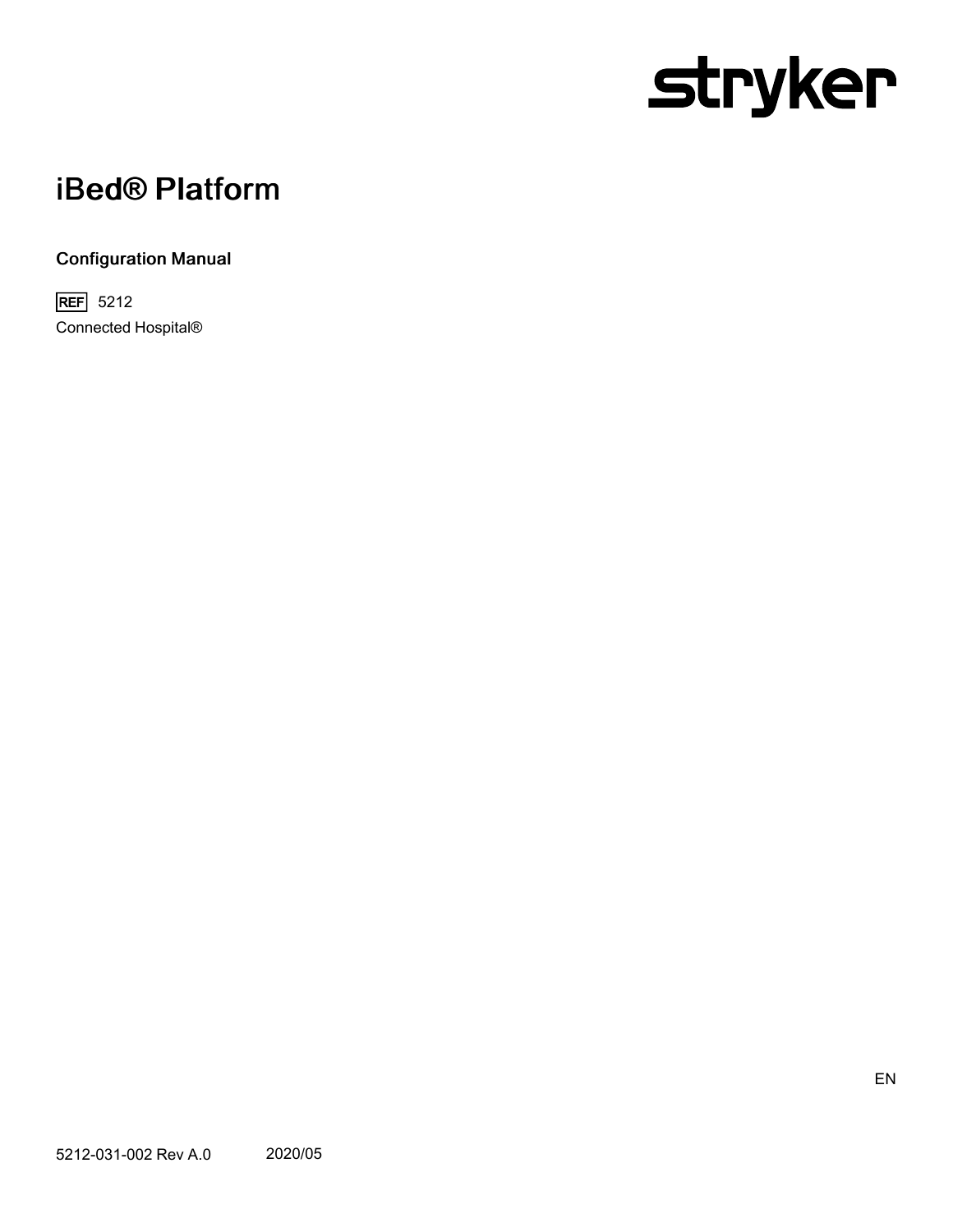stryker

# iBed® Platform

## Configuration Manual

REF 5212

Connected Hospital®

EN

5212-031-002 Rev A.0 2020/05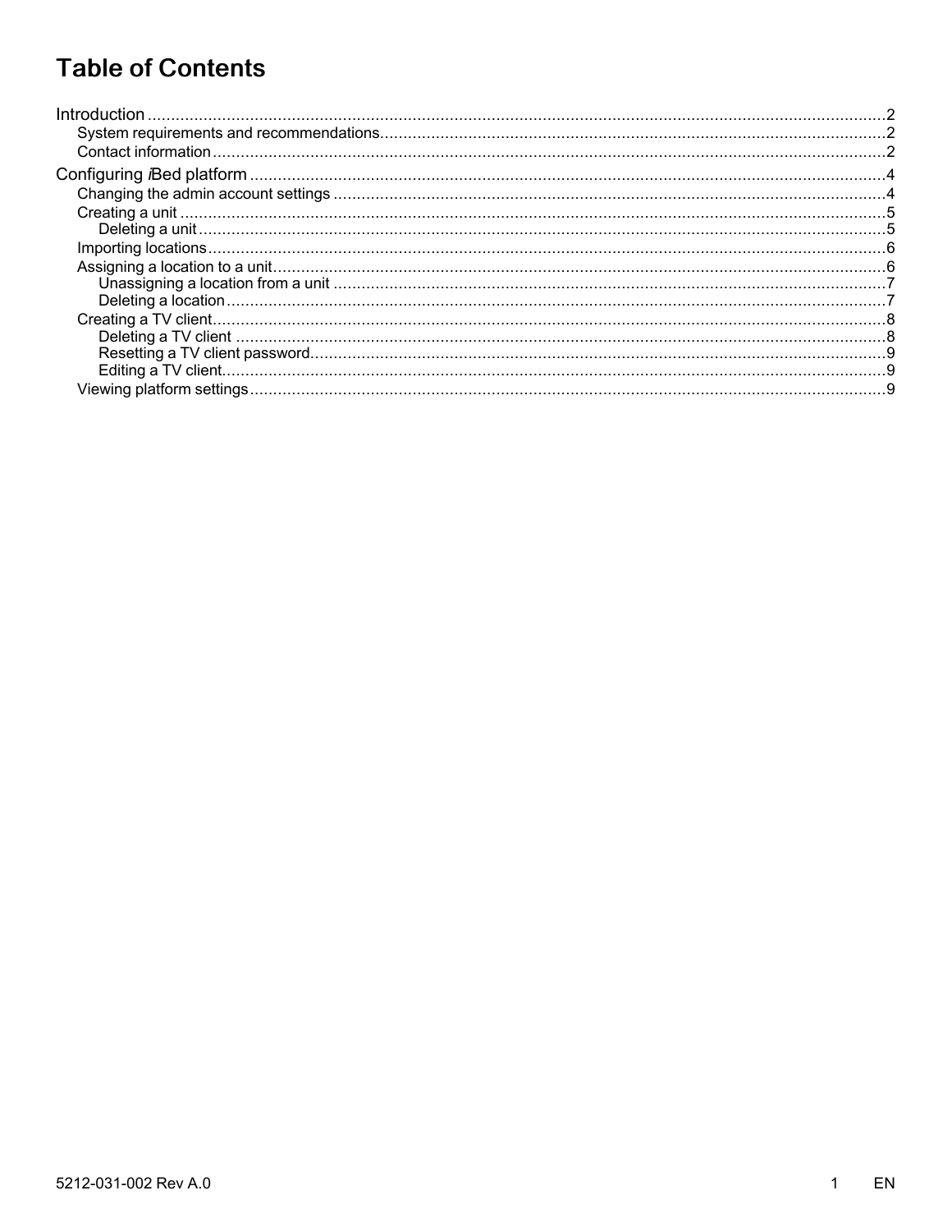# Table of Contents

- Introduction ... 2
  - System requirements and recommendations ... 2
  - Contact information ... 2
- Configuring *i*Bed platform ... 4
  - Changing the admin account settings ... 4
  - Creating a unit ... 5
    - Deleting a unit ... 5
  - Importing locations ... 6
  - Assigning a location to a unit ... 6
    - Unassigning a location from a unit ... 7
    - Deleting a location ... 7
  - Creating a TV client ... 8
    - Deleting a TV client ... 8
    - Resetting a TV client password ... 9
    - Editing a TV client ... 9
  - Viewing platform settings ... 9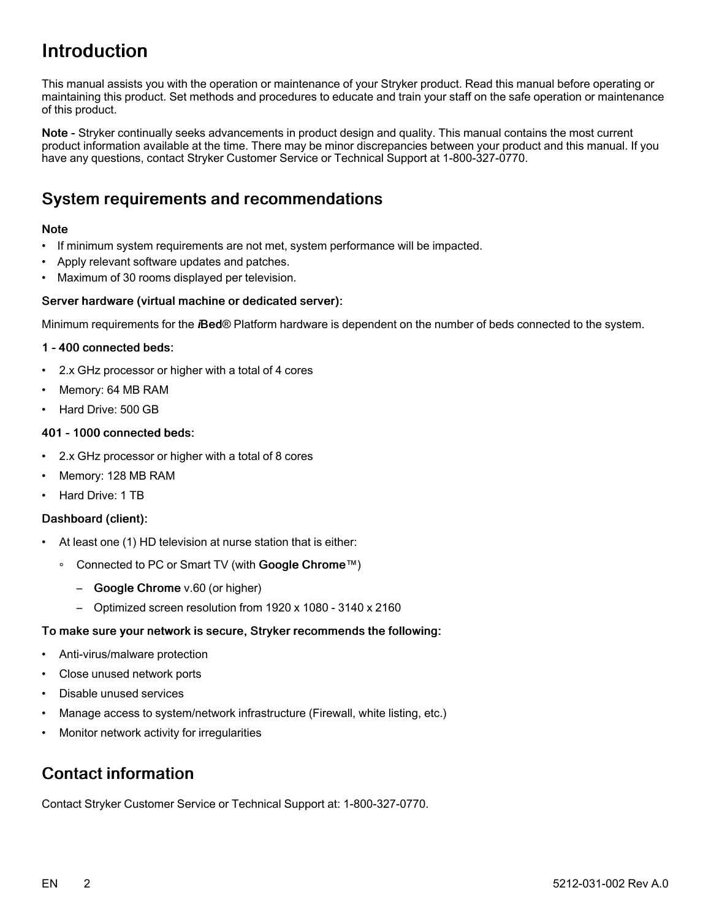# Introduction

This manual assists you with the operation or maintenance of your Stryker product. Read this manual before operating or maintaining this product. Set methods and procedures to educate and train your staff on the safe operation or maintenance of this product.

**Note** - Stryker continually seeks advancements in product design and quality. This manual contains the most current product information available at the time. There may be minor discrepancies between your product and this manual. If you have any questions, contact Stryker Customer Service or Technical Support at 1-800-327-0770.

## System requirements and recommendations

**Note**

- If minimum system requirements are not met, system performance will be impacted.
- Apply relevant software updates and patches.
- Maximum of 30 rooms displayed per television.

**Server hardware (virtual machine or dedicated server):**

Minimum requirements for the ***i*Bed**® Platform hardware is dependent on the number of beds connected to the system.

**1 - 400 connected beds:**

- 2.x GHz processor or higher with a total of 4 cores
- Memory: 64 MB RAM
- Hard Drive: 500 GB

**401 - 1000 connected beds:**

- 2.x GHz processor or higher with a total of 8 cores
- Memory: 128 MB RAM
- Hard Drive: 1 TB

**Dashboard (client):**

- At least one (1) HD television at nurse station that is either:
  - Connected to PC or Smart TV (with **Google Chrome**™)
    - **Google Chrome** v.60 (or higher)
    - Optimized screen resolution from 1920 x 1080 - 3140 x 2160

**To make sure your network is secure, Stryker recommends the following:**

- Anti-virus/malware protection
- Close unused network ports
- Disable unused services
- Manage access to system/network infrastructure (Firewall, white listing, etc.)
- Monitor network activity for irregularities

## Contact information

Contact Stryker Customer Service or Technical Support at: 1-800-327-0770.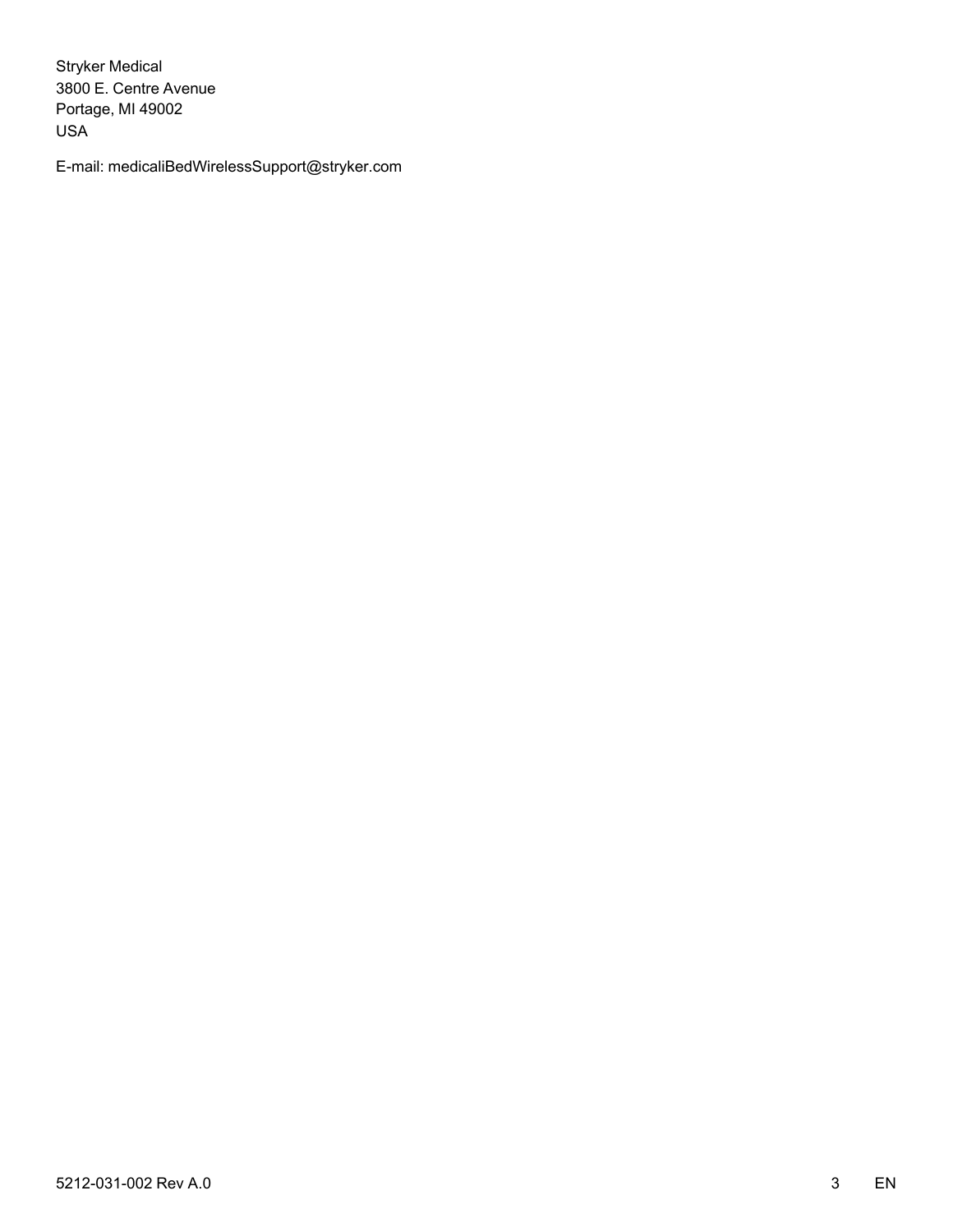Stryker Medical
3800 E. Centre Avenue
Portage, MI 49002
USA

E-mail: medicaliBedWirelessSupport@stryker.com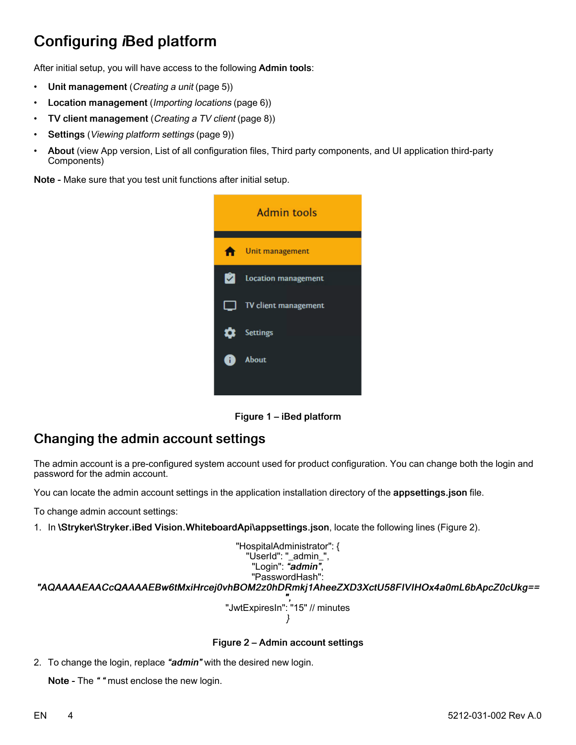# Configuring *i*Bed platform

After initial setup, you will have access to the following **Admin tools**:

- **Unit management** (*Creating a unit* (page 5))
- **Location management** (*Importing locations* (page 6))
- **TV client management** (*Creating a TV client* (page 8))
- **Settings** (*Viewing platform settings* (page 9))
- **About** (view App version, List of all configuration files, Third party components, and UI application third-party Components)

**Note** - Make sure that you test unit functions after initial setup.

Figure 1 – iBed platform

## Changing the admin account settings

The admin account is a pre-configured system account used for product configuration. You can change both the login and password for the admin account.

You can locate the admin account settings in the application installation directory of the **appsettings.json** file.

To change admin account settings:

1. In **\Stryker\Stryker.iBed Vision.WhiteboardApi\appsettings.json**, locate the following lines (Figure 2).

```
"HospitalAdministrator": {
"UserId": "_admin_",
"Login": "admin",
"PasswordHash":
"AQAAAAEAACcQAAAAEBw6tMxiHrcej0vhBOM2z0hDRmkj1AheeZXD3XctU58FIVIHOx4a0mL6bApcZ0cUkg==",
"JwtExpiresIn": "15" // minutes
}
```

Figure 2 – Admin account settings

2. To change the login, replace ***"admin"*** with the desired new login.

   **Note** - The **" "** must enclose the new login.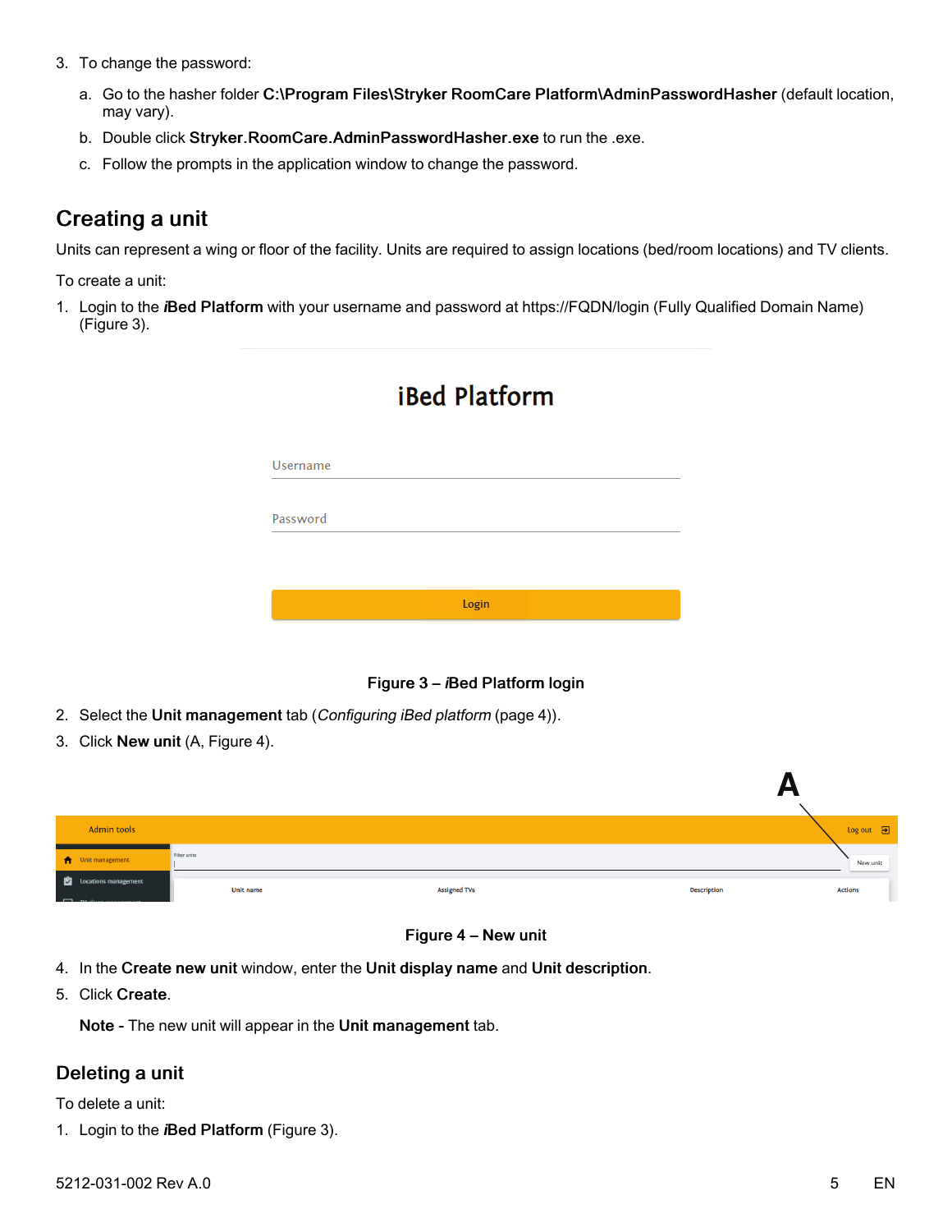3. To change the password:
   a. Go to the hasher folder **C:\Program Files\Stryker RoomCare Platform\AdminPasswordHasher** (default location, may vary).
   b. Double click **Stryker.RoomCare.AdminPasswordHasher.exe** to run the .exe.
   c. Follow the prompts in the application window to change the password.

## Creating a unit

Units can represent a wing or floor of the facility. Units are required to assign locations (bed/room locations) and TV clients.

To create a unit:

1. Login to the ***i*Bed Platform** with your username and password at https://FQDN/login (Fully Qualified Domain Name) (Figure 3).

**Figure 3 – *i*Bed Platform login**

2. Select the **Unit management** tab (*Configuring iBed platform* (page 4)).
3. Click **New unit** (A, Figure 4).

**Figure 4 – New unit**

4. In the **Create new unit** window, enter the **Unit display name** and **Unit description**.
5. Click **Create**.

   **Note -** The new unit will appear in the **Unit management** tab.

## Deleting a unit

To delete a unit:

1. Login to the ***i*Bed Platform** (Figure 3).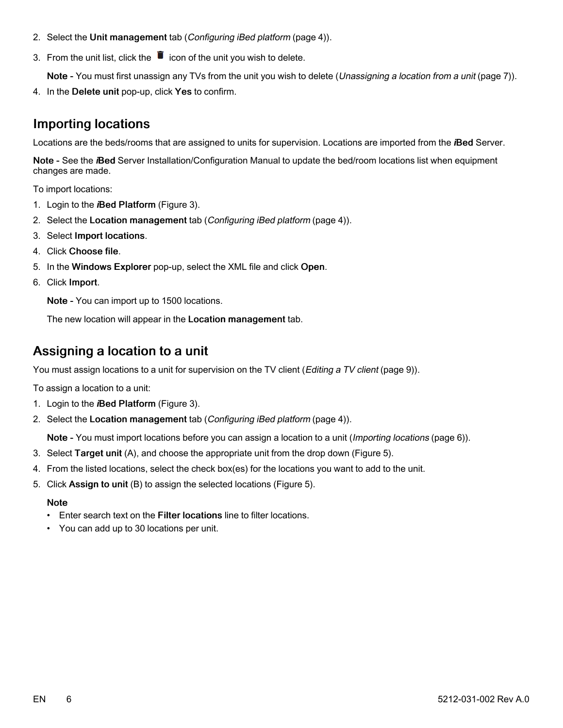2. Select the **Unit management** tab (*Configuring iBed platform* (page 4)).
3. From the unit list, click the 🗑 icon of the unit you wish to delete.

   **Note -** You must first unassign any TVs from the unit you wish to delete (*Unassigning a location from a unit* (page 7)).
4. In the **Delete unit** pop-up, click **Yes** to confirm.

## Importing locations

Locations are the beds/rooms that are assigned to units for supervision. Locations are imported from the ***i*Bed** Server.

**Note -** See the ***i*Bed** Server Installation/Configuration Manual to update the bed/room locations list when equipment changes are made.

To import locations:

1. Login to the ***i*Bed Platform** (Figure 3).
2. Select the **Location management** tab (*Configuring iBed platform* (page 4)).
3. Select **Import locations**.
4. Click **Choose file**.
5. In the **Windows Explorer** pop-up, select the XML file and click **Open**.
6. Click **Import**.

   **Note -** You can import up to 1500 locations.

   The new location will appear in the **Location management** tab.

## Assigning a location to a unit

You must assign locations to a unit for supervision on the TV client (*Editing a TV client* (page 9)).

To assign a location to a unit:

1. Login to the ***i*Bed Platform** (Figure 3).
2. Select the **Location management** tab (*Configuring iBed platform* (page 4)).

   **Note -** You must import locations before you can assign a location to a unit (*Importing locations* (page 6)).
3. Select **Target unit** (A), and choose the appropriate unit from the drop down (Figure 5).
4. From the listed locations, select the check box(es) for the locations you want to add to the unit.
5. Click **Assign to unit** (B) to assign the selected locations (Figure 5).

   **Note**
   - Enter search text on the **Filter locations** line to filter locations.
   - You can add up to 30 locations per unit.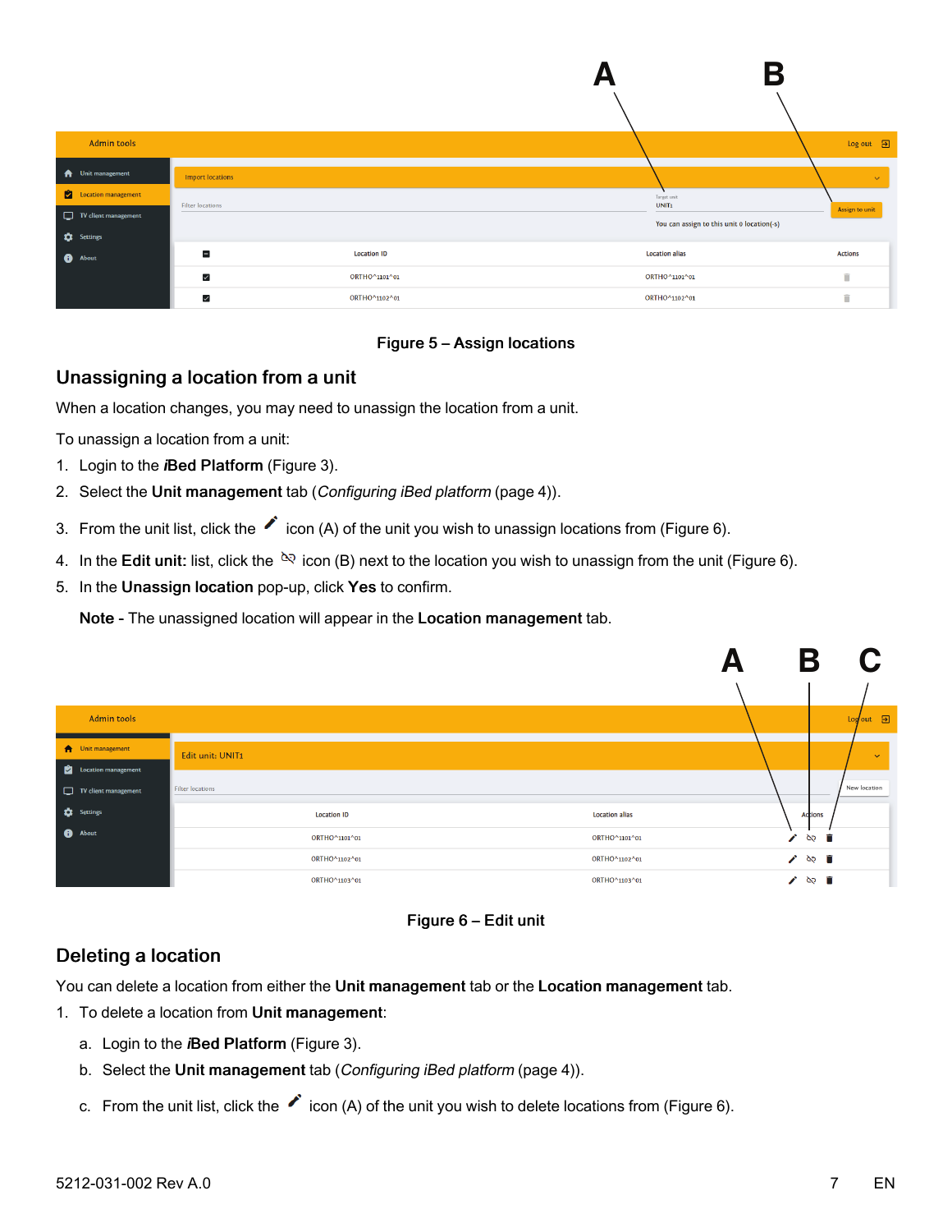Figure 5 – Assign locations

## Unassigning a location from a unit

When a location changes, you may need to unassign the location from a unit.

To unassign a location from a unit:

1. Login to the ***i*****Bed Platform** (Figure 3).
2. Select the **Unit management** tab (*Configuring iBed platform* (page 4)).
3. From the unit list, click the ✎ icon (A) of the unit you wish to unassign locations from (Figure 6).
4. In the **Edit unit:** list, click the ⛓ icon (B) next to the location you wish to unassign from the unit (Figure 6).
5. In the **Unassign location** pop-up, click **Yes** to confirm.

   **Note -** The unassigned location will appear in the **Location management** tab.

Figure 6 – Edit unit

## Deleting a location

You can delete a location from either the **Unit management** tab or the **Location management** tab.

1. To delete a location from **Unit management**:
   a. Login to the ***i*****Bed Platform** (Figure 3).
   b. Select the **Unit management** tab (*Configuring iBed platform* (page 4)).
   c. From the unit list, click the ✎ icon (A) of the unit you wish to delete locations from (Figure 6).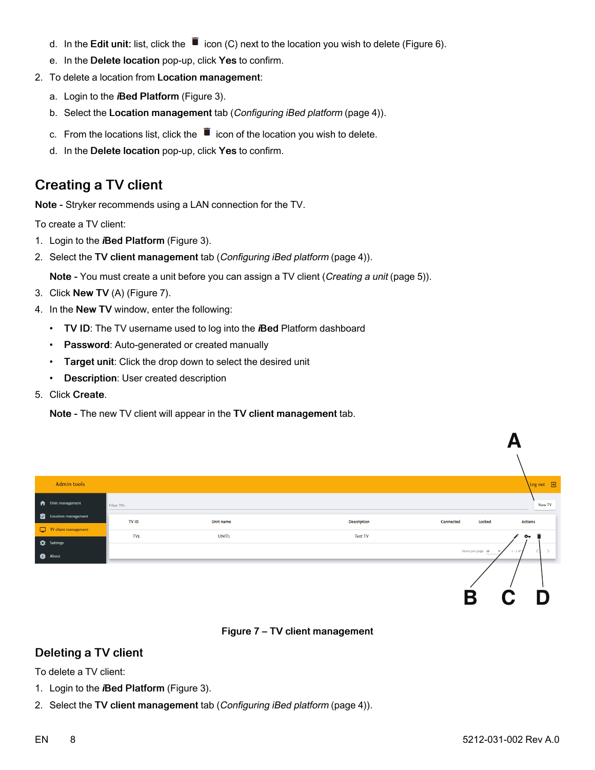d. In the **Edit unit:** list, click the 🗑 icon (C) next to the location you wish to delete (Figure 6).
e. In the **Delete location** pop-up, click **Yes** to confirm.

2. To delete a location from **Location management**:
   a. Login to the ***i*****Bed Platform** (Figure 3).
   b. Select the **Location management** tab (*Configuring iBed platform* (page 4)).
   c. From the locations list, click the 🗑 icon of the location you wish to delete.
   d. In the **Delete location** pop-up, click **Yes** to confirm.

## Creating a TV client

**Note** - Stryker recommends using a LAN connection for the TV.

To create a TV client:

1. Login to the ***i*****Bed Platform** (Figure 3).
2. Select the **TV client management** tab (*Configuring iBed platform* (page 4)).

   **Note** - You must create a unit before you can assign a TV client (*Creating a unit* (page 5)).
3. Click **New TV** (A) (Figure 7).
4. In the **New TV** window, enter the following:
   - **TV ID**: The TV username used to log into the ***i*****Bed** Platform dashboard
   - **Password**: Auto-generated or created manually
   - **Target unit**: Click the drop down to select the desired unit
   - **Description**: User created description
5. Click **Create**.

   **Note** - The new TV client will appear in the **TV client management** tab.

**Figure 7 – TV client management**

## Deleting a TV client

To delete a TV client:

1. Login to the ***i*****Bed Platform** (Figure 3).
2. Select the **TV client management** tab (*Configuring iBed platform* (page 4)).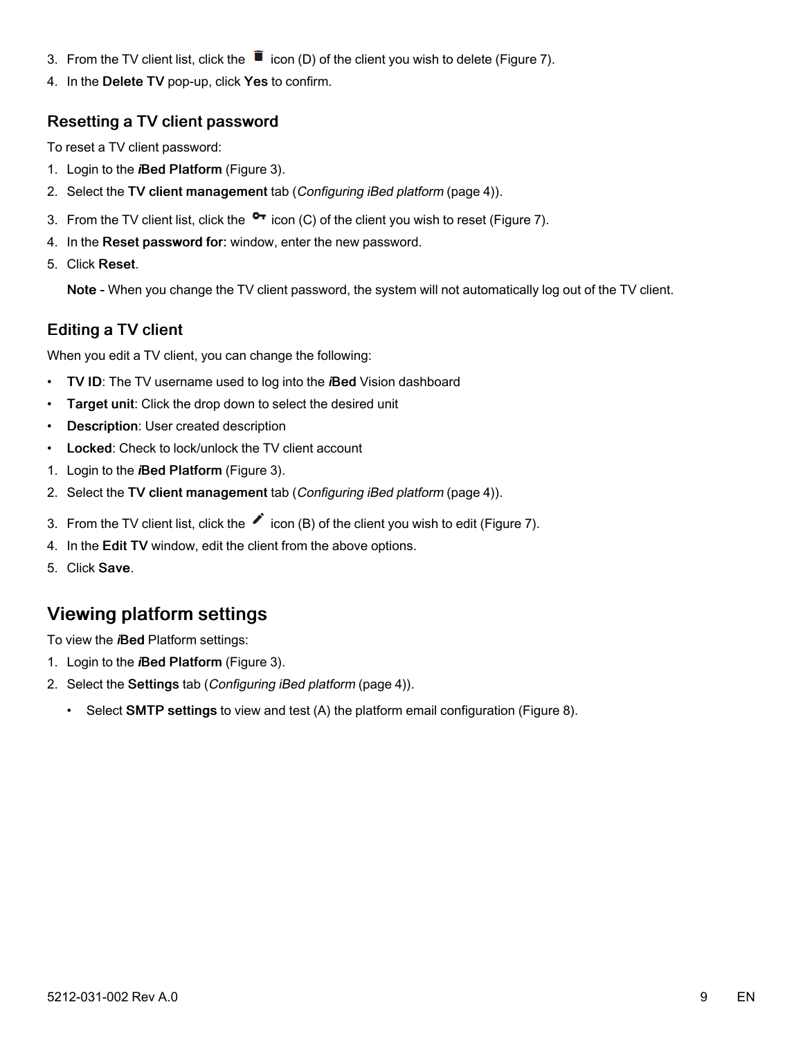3. From the TV client list, click the 🗑 icon (D) of the client you wish to delete (Figure 7).
4. In the **Delete TV** pop-up, click **Yes** to confirm.

### Resetting a TV client password

To reset a TV client password:

1. Login to the ***i*****Bed Platform** (Figure 3).
2. Select the **TV client management** tab (*Configuring iBed platform* (page 4)).
3. From the TV client list, click the 🔑 icon (C) of the client you wish to reset (Figure 7).
4. In the **Reset password for:** window, enter the new password.
5. Click **Reset**.

   **Note -** When you change the TV client password, the system will not automatically log out of the TV client.

### Editing a TV client

When you edit a TV client, you can change the following:

- **TV ID**: The TV username used to log into the ***i*****Bed** Vision dashboard
- **Target unit**: Click the drop down to select the desired unit
- **Description**: User created description
- **Locked**: Check to lock/unlock the TV client account

1. Login to the ***i*****Bed Platform** (Figure 3).
2. Select the **TV client management** tab (*Configuring iBed platform* (page 4)).
3. From the TV client list, click the ✏ icon (B) of the client you wish to edit (Figure 7).
4. In the **Edit TV** window, edit the client from the above options.
5. Click **Save**.

## Viewing platform settings

To view the ***i*****Bed** Platform settings:

1. Login to the ***i*****Bed Platform** (Figure 3).
2. Select the **Settings** tab (*Configuring iBed platform* (page 4)).
   - Select **SMTP settings** to view and test (A) the platform email configuration (Figure 8).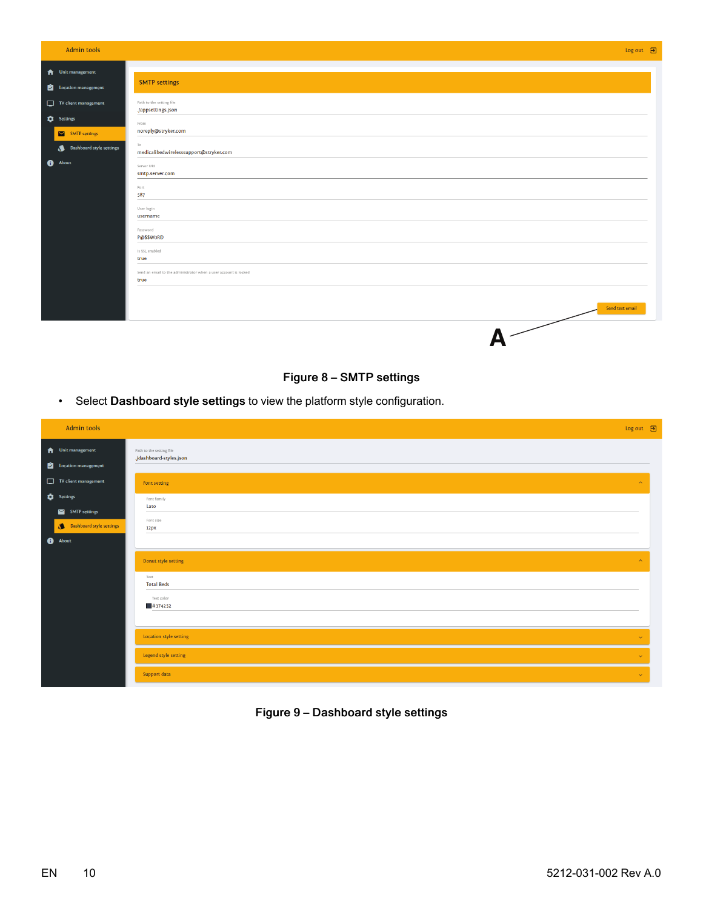Figure 8 – SMTP settings

- Select **Dashboard style settings** to view the platform style configuration.

Figure 9 – Dashboard style settings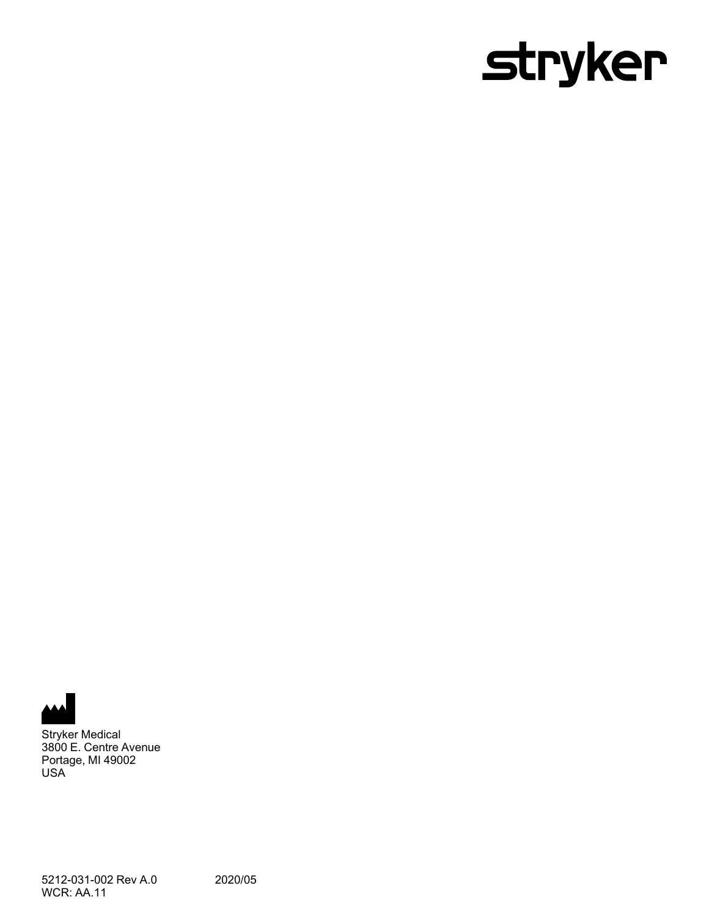stryker

Stryker Medical
3800 E. Centre Avenue
Portage, MI 49002
USA

5212-031-002 Rev A.0 2020/05
WCR: AA.11